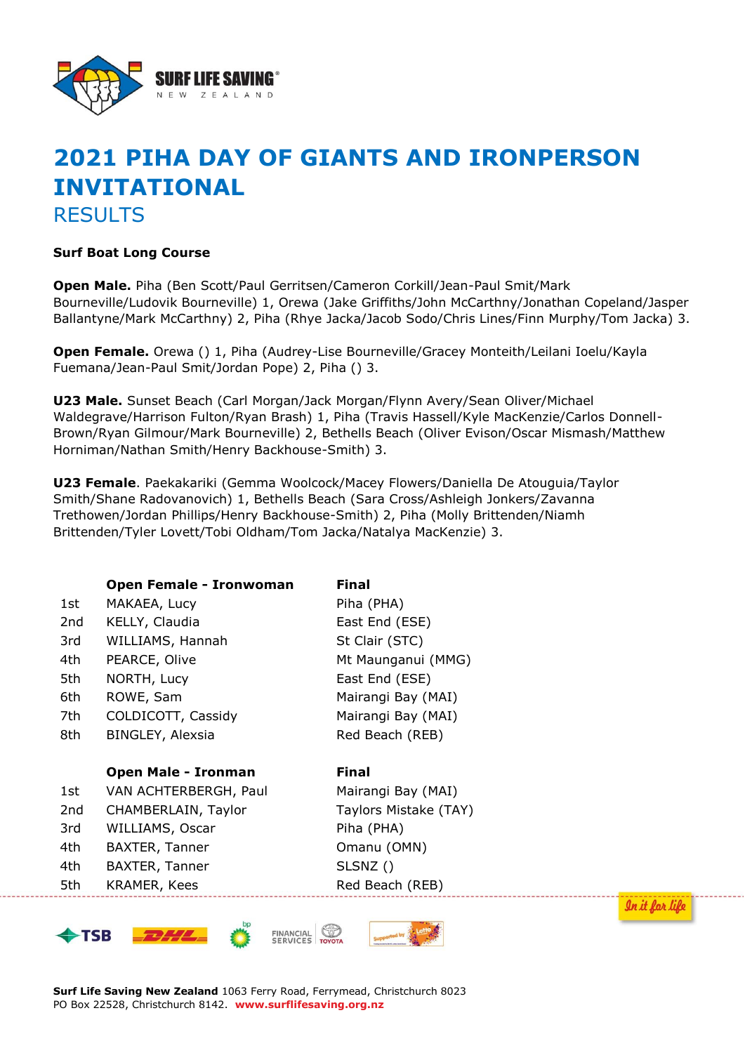# 2021 PIHA DAY OF GIANTS AND IRONPERSON INVITATIONAL

## RESULTS

**Surf Boat Long Course**

**Open Male.** Piha (Ben Scott/Paul Gerritsen/Cameron Corkill/Jean-Paul Smit/Mark Bourneville/Ludovik Bourneville) 1, Orewa (Jake Griffiths/John McCarthny/Jonathan Copeland/Jasper Ballantyne/Mark McCarthny) 2, Piha (Rhye Jacka/Jacob Sodo/Chris Lines/Finn Murphy/Tom Jacka) 3.

**Open Female.** Orewa () 1, Piha (Audrey-Lise Bourneville/Gracey Monteith/Leilani Ioelu/Kayla Fuemana/Jean-Paul Smit/Jordan Pope) 2, Piha () 3.

**U23 Male.** Sunset Beach (Carl Morgan/Jack Morgan/Flynn Avery/Sean Oliver/Michael Waldegrave/Harrison Fulton/Ryan Brash) 1, Piha (Travis Hassell/Kyle MacKenzie/Carlos Donnell-Brown/Ryan Gilmour/Mark Bourneville) 2, Bethells Beach (Oliver Evison/Oscar Mismash/Matthew Horniman/Nathan Smith/Henry Backhouse-Smith) 3.

**U23 Female**. Paekakariki (Gemma Woolcock/Macey Flowers/Daniella De Atouguia/Taylor Smith/Shane Radovanovich) 1, Bethells Beach (Sara Cross/Ashleigh Jonkers/Zavanna Trethowen/Jordan Phillips/Henry Backhouse-Smith) 2, Piha (Molly Brittenden/Niamh Brittenden/Tyler Lovett/Tobi Oldham/Tom Jacka/Natalya MacKenzie) 3.

| | **Open Female - Ironwoman** | **Final** |
|---|---|---|
| 1st | MAKAEA, Lucy | Piha (PHA) |
| 2nd | KELLY, Claudia | East End (ESE) |
| 3rd | WILLIAMS, Hannah | St Clair (STC) |
| 4th | PEARCE, Olive | Mt Maunganui (MMG) |
| 5th | NORTH, Lucy | East End (ESE) |
| 6th | ROWE, Sam | Mairangi Bay (MAI) |
| 7th | COLDICOTT, Cassidy | Mairangi Bay (MAI) |
| 8th | BINGLEY, Alexsia | Red Beach (REB) |

| | **Open Male - Ironman** | **Final** |
|---|---|---|
| 1st | VAN ACHTERBERGH, Paul | Mairangi Bay (MAI) |
| 2nd | CHAMBERLAIN, Taylor | Taylors Mistake (TAY) |
| 3rd | WILLIAMS, Oscar | Piha (PHA) |
| 4th | BAXTER, Tanner | Omanu (OMN) |
| 4th | BAXTER, Tanner | SLSNZ () |
| 5th | KRAMER, Kees | Red Beach (REB) |

**Surf Life Saving New Zealand** 1063 Ferry Road, Ferrymead, Christchurch 8023
PO Box 22528, Christchurch 8142. **www.surflifesaving.org.nz**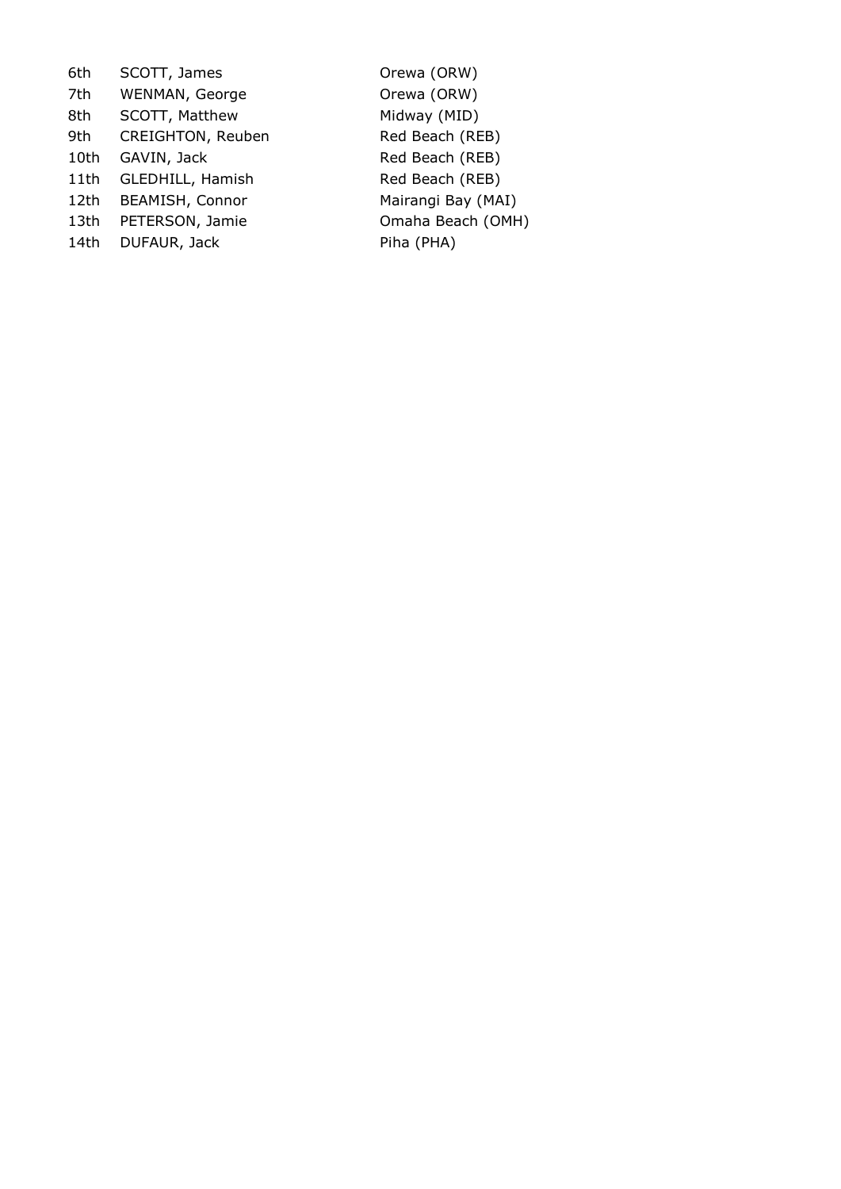| | | |
|---|---|---|
| 6th | SCOTT, James | Orewa (ORW) |
| 7th | WENMAN, George | Orewa (ORW) |
| 8th | SCOTT, Matthew | Midway (MID) |
| 9th | CREIGHTON, Reuben | Red Beach (REB) |
| 10th | GAVIN, Jack | Red Beach (REB) |
| 11th | GLEDHILL, Hamish | Red Beach (REB) |
| 12th | BEAMISH, Connor | Mairangi Bay (MAI) |
| 13th | PETERSON, Jamie | Omaha Beach (OMH) |
| 14th | DUFAUR, Jack | Piha (PHA) |